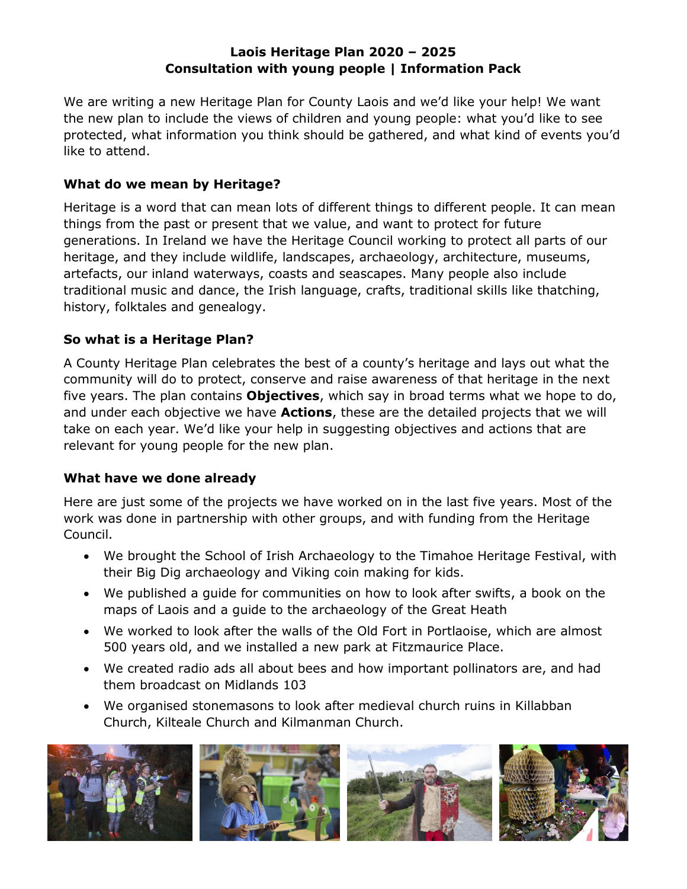# Laois Heritage Plan 2020 – 2025
## Consultation with young people | Information Pack

We are writing a new Heritage Plan for County Laois and we'd like your help! We want the new plan to include the views of children and young people: what you'd like to see protected, what information you think should be gathered, and what kind of events you'd like to attend.

### What do we mean by Heritage?

Heritage is a word that can mean lots of different things to different people. It can mean things from the past or present that we value, and want to protect for future generations. In Ireland we have the Heritage Council working to protect all parts of our heritage, and they include wildlife, landscapes, archaeology, architecture, museums, artefacts, our inland waterways, coasts and seascapes. Many people also include traditional music and dance, the Irish language, crafts, traditional skills like thatching, history, folktales and genealogy.

### So what is a Heritage Plan?

A County Heritage Plan celebrates the best of a county's heritage and lays out what the community will do to protect, conserve and raise awareness of that heritage in the next five years. The plan contains **Objectives**, which say in broad terms what we hope to do, and under each objective we have **Actions**, these are the detailed projects that we will take on each year. We'd like your help in suggesting objectives and actions that are relevant for young people for the new plan.

### What have we done already

Here are just some of the projects we have worked on in the last five years. Most of the work was done in partnership with other groups, and with funding from the Heritage Council.

- We brought the School of Irish Archaeology to the Timahoe Heritage Festival, with their Big Dig archaeology and Viking coin making for kids.
- We published a guide for communities on how to look after swifts, a book on the maps of Laois and a guide to the archaeology of the Great Heath
- We worked to look after the walls of the Old Fort in Portlaoise, which are almost 500 years old, and we installed a new park at Fitzmaurice Place.
- We created radio ads all about bees and how important pollinators are, and had them broadcast on Midlands 103
- We organised stonemasons to look after medieval church ruins in Killabban Church, Kilteale Church and Kilmanman Church.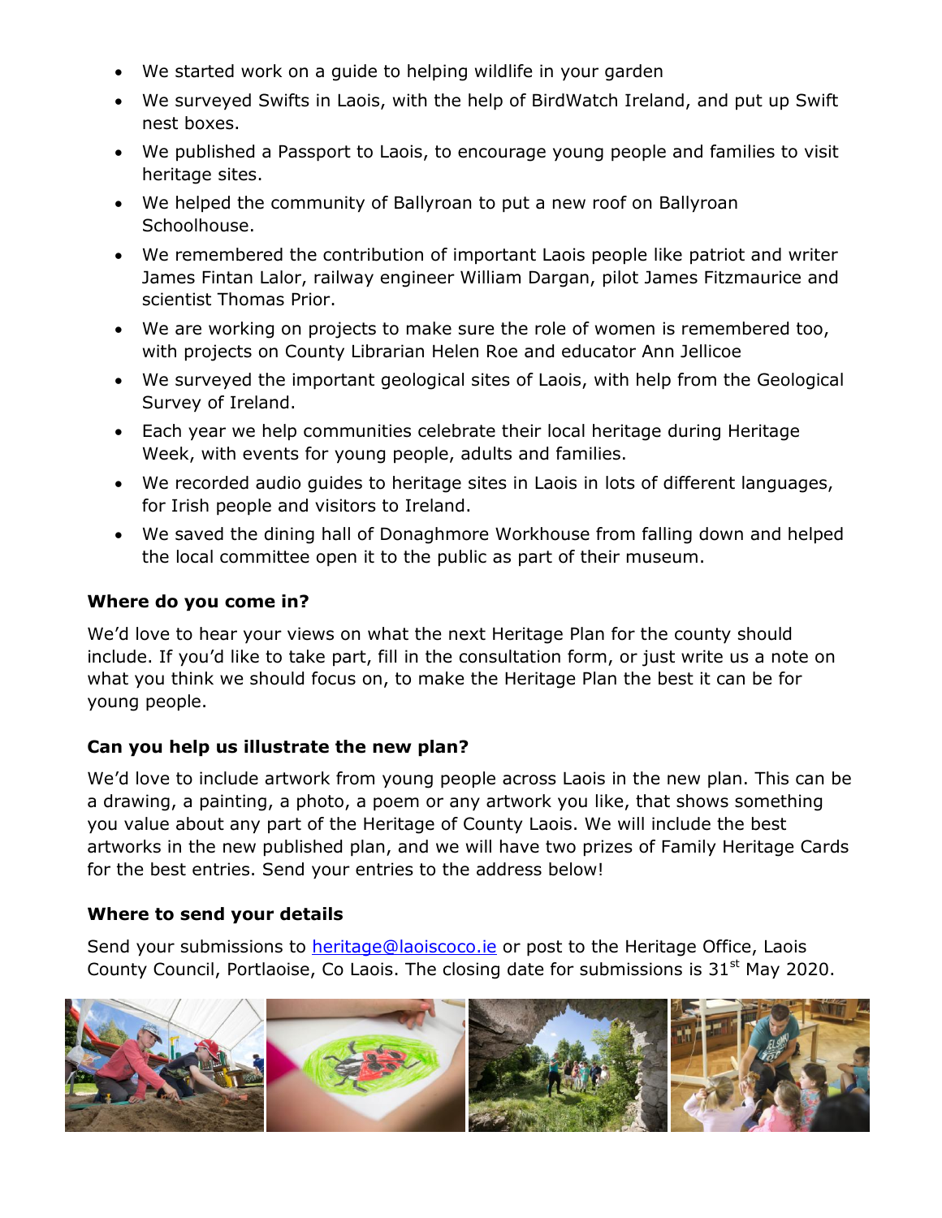- We started work on a guide to helping wildlife in your garden
- We surveyed Swifts in Laois, with the help of BirdWatch Ireland, and put up Swift nest boxes.
- We published a Passport to Laois, to encourage young people and families to visit heritage sites.
- We helped the community of Ballyroan to put a new roof on Ballyroan Schoolhouse.
- We remembered the contribution of important Laois people like patriot and writer James Fintan Lalor, railway engineer William Dargan, pilot James Fitzmaurice and scientist Thomas Prior.
- We are working on projects to make sure the role of women is remembered too, with projects on County Librarian Helen Roe and educator Ann Jellicoe
- We surveyed the important geological sites of Laois, with help from the Geological Survey of Ireland.
- Each year we help communities celebrate their local heritage during Heritage Week, with events for young people, adults and families.
- We recorded audio guides to heritage sites in Laois in lots of different languages, for Irish people and visitors to Ireland.
- We saved the dining hall of Donaghmore Workhouse from falling down and helped the local committee open it to the public as part of their museum.

### Where do you come in?

We'd love to hear your views on what the next Heritage Plan for the county should include. If you'd like to take part, fill in the consultation form, or just write us a note on what you think we should focus on, to make the Heritage Plan the best it can be for young people.

### Can you help us illustrate the new plan?

We'd love to include artwork from young people across Laois in the new plan. This can be a drawing, a painting, a photo, a poem or any artwork you like, that shows something you value about any part of the Heritage of County Laois. We will include the best artworks in the new published plan, and we will have two prizes of Family Heritage Cards for the best entries. Send your entries to the address below!

### Where to send your details

Send your submissions to heritage@laoiscoco.ie or post to the Heritage Office, Laois County Council, Portlaoise, Co Laois. The closing date for submissions is 31st May 2020.